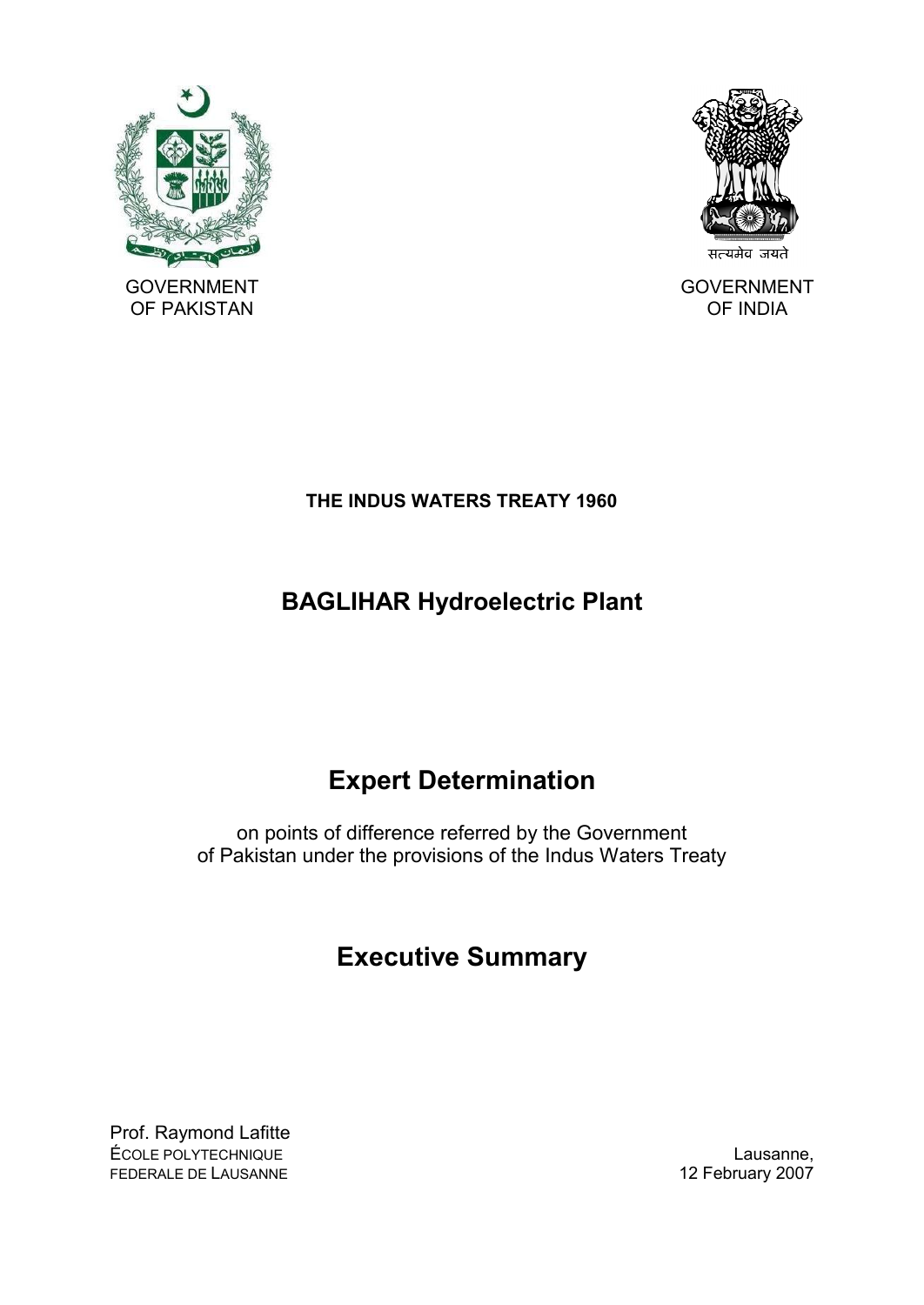GOVERNMENT OF PAKISTAN

सत्यमेव जयते

GOVERNMENT OF INDIA

**THE INDUS WATERS TREATY 1960**

# BAGLIHAR Hydroelectric Plant

# Expert Determination

on points of difference referred by the Government of Pakistan under the provisions of the Indus Waters Treaty

# Executive Summary

Prof. Raymond Lafitte
ÉCOLE POLYTECHNIQUE FEDERALE DE LAUSANNE

Lausanne,
12 February 2007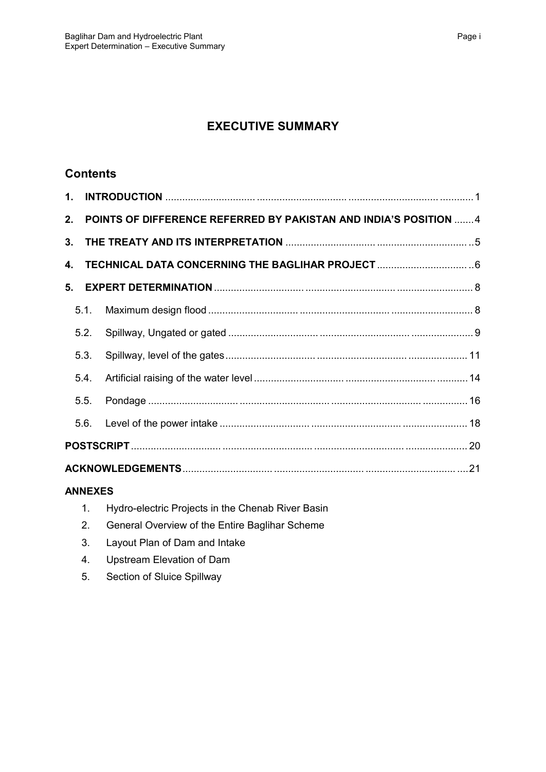# EXECUTIVE SUMMARY

## Contents

| | | |
|---|---|---|
| **1.** | **INTRODUCTION** | 1 |
| **2.** | **POINTS OF DIFFERENCE REFERRED BY PAKISTAN AND INDIA'S POSITION** | 4 |
| **3.** | **THE TREATY AND ITS INTERPRETATION** | 5 |
| **4.** | **TECHNICAL DATA CONCERNING THE BAGLIHAR PROJECT** | 6 |
| **5.** | **EXPERT DETERMINATION** | 8 |
| 5.1. | Maximum design flood | 8 |
| 5.2. | Spillway, Ungated or gated | 9 |
| 5.3. | Spillway, level of the gates | 11 |
| 5.4. | Artificial raising of the water level | 14 |
| 5.5. | Pondage | 16 |
| 5.6. | Level of the power intake | 18 |
| **POSTSCRIPT** | | 20 |
| **ACKNOWLEDGEMENTS** | | 21 |

**ANNEXES**

1. Hydro-electric Projects in the Chenab River Basin
2. General Overview of the Entire Baglihar Scheme
3. Layout Plan of Dam and Intake
4. Upstream Elevation of Dam
5. Section of Sluice Spillway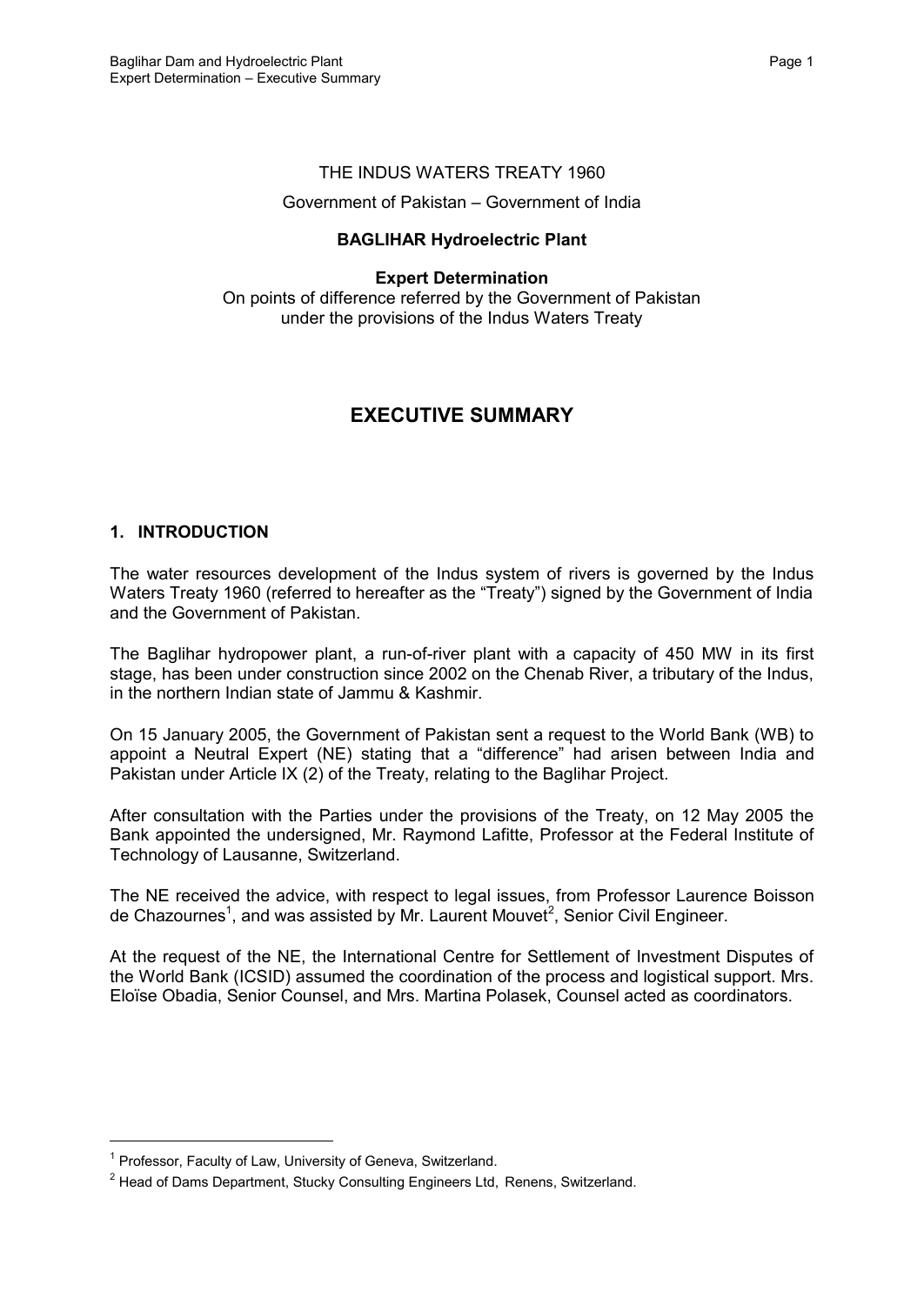THE INDUS WATERS TREATY 1960

Government of Pakistan – Government of India

**BAGLIHAR Hydroelectric Plant**

**Expert Determination**

On points of difference referred by the Government of Pakistan under the provisions of the Indus Waters Treaty

# EXECUTIVE SUMMARY

## 1. INTRODUCTION

The water resources development of the Indus system of rivers is governed by the Indus Waters Treaty 1960 (referred to hereafter as the "Treaty") signed by the Government of India and the Government of Pakistan.

The Baglihar hydropower plant, a run-of-river plant with a capacity of 450 MW in its first stage, has been under construction since 2002 on the Chenab River, a tributary of the Indus, in the northern Indian state of Jammu & Kashmir.

On 15 January 2005, the Government of Pakistan sent a request to the World Bank (WB) to appoint a Neutral Expert (NE) stating that a "difference" had arisen between India and Pakistan under Article IX (2) of the Treaty, relating to the Baglihar Project.

After consultation with the Parties under the provisions of the Treaty, on 12 May 2005 the Bank appointed the undersigned, Mr. Raymond Lafitte, Professor at the Federal Institute of Technology of Lausanne, Switzerland.

The NE received the advice, with respect to legal issues, from Professor Laurence Boisson de Chazournes[1], and was assisted by Mr. Laurent Mouvet[2], Senior Civil Engineer.

At the request of the NE, the International Centre for Settlement of Investment Disputes of the World Bank (ICSID) assumed the coordination of the process and logistical support. Mrs. Eloïse Obadia, Senior Counsel, and Mrs. Martina Polasek, Counsel acted as coordinators.

---

[1] Professor, Faculty of Law, University of Geneva, Switzerland.

[2] Head of Dams Department, Stucky Consulting Engineers Ltd, Renens, Switzerland.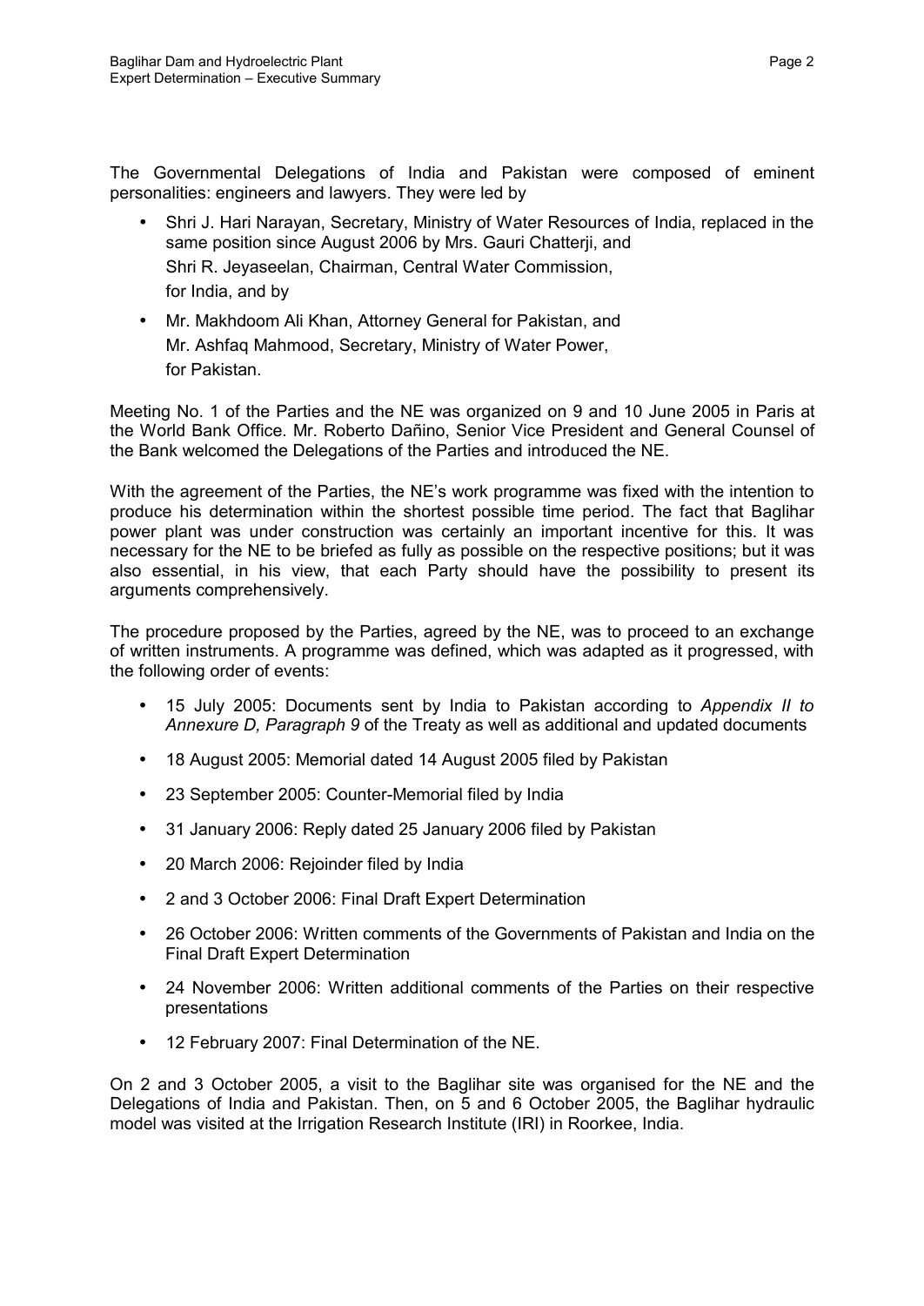The Governmental Delegations of India and Pakistan were composed of eminent personalities: engineers and lawyers. They were led by

- Shri J. Hari Narayan, Secretary, Ministry of Water Resources of India, replaced in the same position since August 2006 by Mrs. Gauri Chatterji, and
  Shri R. Jeyaseelan, Chairman, Central Water Commission,
  for India, and by
- Mr. Makhdoom Ali Khan, Attorney General for Pakistan, and
  Mr. Ashfaq Mahmood, Secretary, Ministry of Water Power,
  for Pakistan.

Meeting No. 1 of the Parties and the NE was organized on 9 and 10 June 2005 in Paris at the World Bank Office. Mr. Roberto Dañino, Senior Vice President and General Counsel of the Bank welcomed the Delegations of the Parties and introduced the NE.

With the agreement of the Parties, the NE's work programme was fixed with the intention to produce his determination within the shortest possible time period. The fact that Baglihar power plant was under construction was certainly an important incentive for this. It was necessary for the NE to be briefed as fully as possible on the respective positions; but it was also essential, in his view, that each Party should have the possibility to present its arguments comprehensively.

The procedure proposed by the Parties, agreed by the NE, was to proceed to an exchange of written instruments. A programme was defined, which was adapted as it progressed, with the following order of events:

- 15 July 2005: Documents sent by India to Pakistan according to *Appendix II to Annexure D, Paragraph 9* of the Treaty as well as additional and updated documents
- 18 August 2005: Memorial dated 14 August 2005 filed by Pakistan
- 23 September 2005: Counter-Memorial filed by India
- 31 January 2006: Reply dated 25 January 2006 filed by Pakistan
- 20 March 2006: Rejoinder filed by India
- 2 and 3 October 2006: Final Draft Expert Determination
- 26 October 2006: Written comments of the Governments of Pakistan and India on the Final Draft Expert Determination
- 24 November 2006: Written additional comments of the Parties on their respective presentations
- 12 February 2007: Final Determination of the NE.

On 2 and 3 October 2005, a visit to the Baglihar site was organised for the NE and the Delegations of India and Pakistan. Then, on 5 and 6 October 2005, the Baglihar hydraulic model was visited at the Irrigation Research Institute (IRI) in Roorkee, India.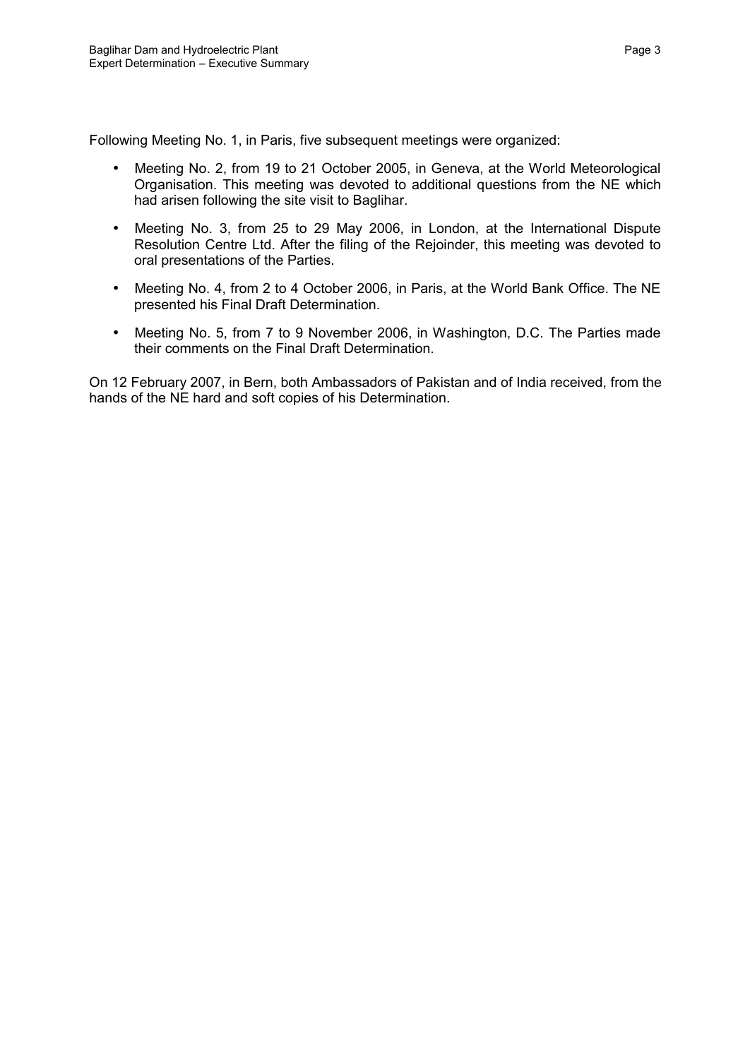Following Meeting No. 1, in Paris, five subsequent meetings were organized:

- Meeting No. 2, from 19 to 21 October 2005, in Geneva, at the World Meteorological Organisation. This meeting was devoted to additional questions from the NE which had arisen following the site visit to Baglihar.
- Meeting No. 3, from 25 to 29 May 2006, in London, at the International Dispute Resolution Centre Ltd. After the filing of the Rejoinder, this meeting was devoted to oral presentations of the Parties.
- Meeting No. 4, from 2 to 4 October 2006, in Paris, at the World Bank Office. The NE presented his Final Draft Determination.
- Meeting No. 5, from 7 to 9 November 2006, in Washington, D.C. The Parties made their comments on the Final Draft Determination.

On 12 February 2007, in Bern, both Ambassadors of Pakistan and of India received, from the hands of the NE hard and soft copies of his Determination.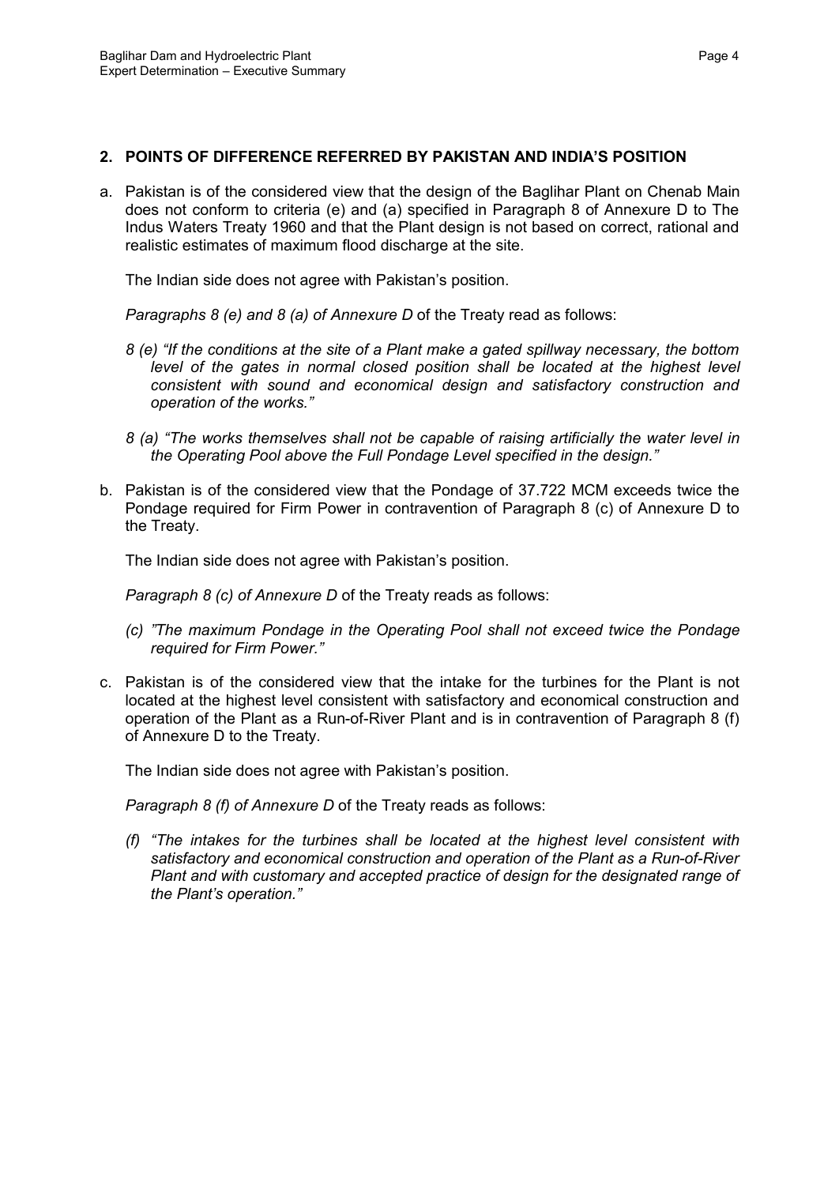## 2. POINTS OF DIFFERENCE REFERRED BY PAKISTAN AND INDIA'S POSITION

a. Pakistan is of the considered view that the design of the Baglihar Plant on Chenab Main does not conform to criteria (e) and (a) specified in Paragraph 8 of Annexure D to The Indus Waters Treaty 1960 and that the Plant design is not based on correct, rational and realistic estimates of maximum flood discharge at the site.

   The Indian side does not agree with Pakistan's position.

   *Paragraphs 8 (e) and 8 (a) of Annexure D* of the Treaty read as follows:

   *8 (e) "If the conditions at the site of a Plant make a gated spillway necessary, the bottom level of the gates in normal closed position shall be located at the highest level consistent with sound and economical design and satisfactory construction and operation of the works."*

   *8 (a) "The works themselves shall not be capable of raising artificially the water level in the Operating Pool above the Full Pondage Level specified in the design."*

b. Pakistan is of the considered view that the Pondage of 37.722 MCM exceeds twice the Pondage required for Firm Power in contravention of Paragraph 8 (c) of Annexure D to the Treaty.

   The Indian side does not agree with Pakistan's position.

   *Paragraph 8 (c) of Annexure D* of the Treaty reads as follows:

   *(c) "The maximum Pondage in the Operating Pool shall not exceed twice the Pondage required for Firm Power."*

c. Pakistan is of the considered view that the intake for the turbines for the Plant is not located at the highest level consistent with satisfactory and economical construction and operation of the Plant as a Run-of-River Plant and is in contravention of Paragraph 8 (f) of Annexure D to the Treaty.

   The Indian side does not agree with Pakistan's position.

   *Paragraph 8 (f) of Annexure D* of the Treaty reads as follows:

   *(f) "The intakes for the turbines shall be located at the highest level consistent with satisfactory and economical construction and operation of the Plant as a Run-of-River Plant and with customary and accepted practice of design for the designated range of the Plant's operation."*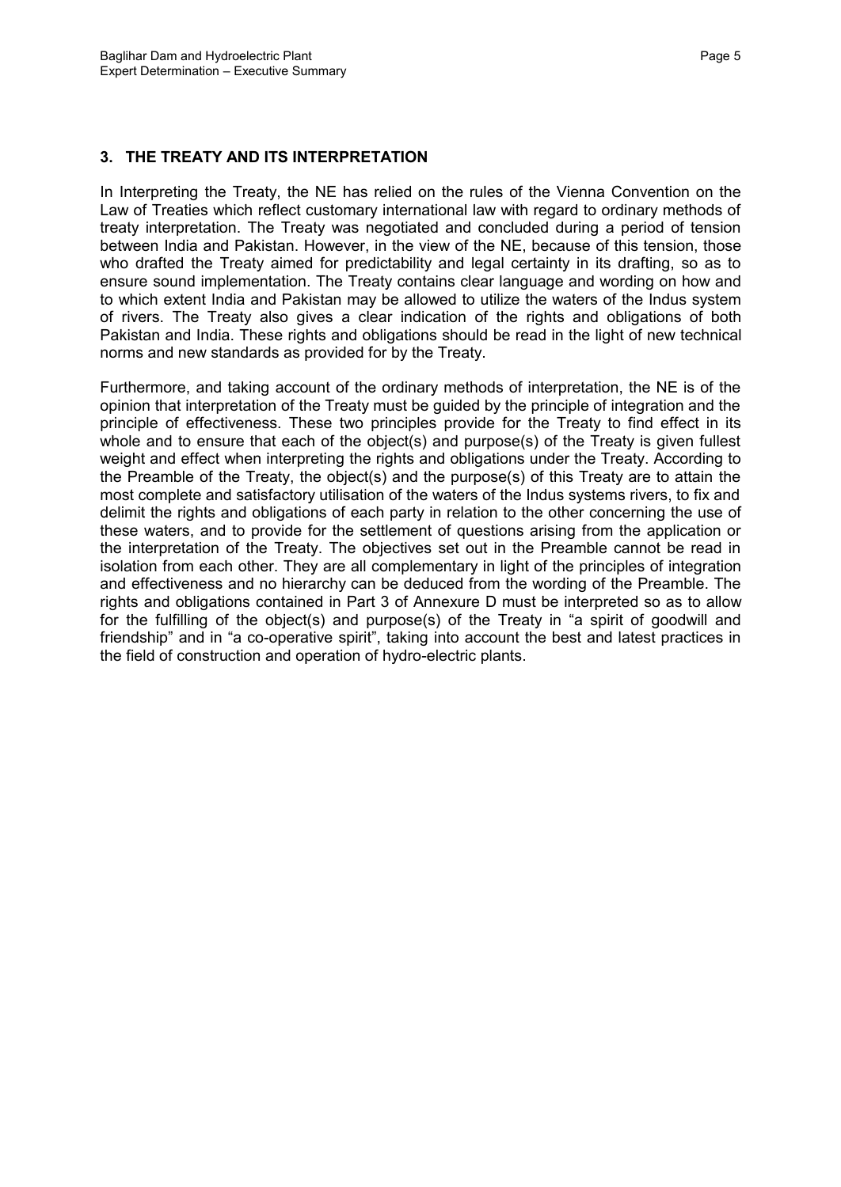## 3. THE TREATY AND ITS INTERPRETATION

In Interpreting the Treaty, the NE has relied on the rules of the Vienna Convention on the Law of Treaties which reflect customary international law with regard to ordinary methods of treaty interpretation. The Treaty was negotiated and concluded during a period of tension between India and Pakistan. However, in the view of the NE, because of this tension, those who drafted the Treaty aimed for predictability and legal certainty in its drafting, so as to ensure sound implementation. The Treaty contains clear language and wording on how and to which extent India and Pakistan may be allowed to utilize the waters of the Indus system of rivers. The Treaty also gives a clear indication of the rights and obligations of both Pakistan and India. These rights and obligations should be read in the light of new technical norms and new standards as provided for by the Treaty.

Furthermore, and taking account of the ordinary methods of interpretation, the NE is of the opinion that interpretation of the Treaty must be guided by the principle of integration and the principle of effectiveness. These two principles provide for the Treaty to find effect in its whole and to ensure that each of the object(s) and purpose(s) of the Treaty is given fullest weight and effect when interpreting the rights and obligations under the Treaty. According to the Preamble of the Treaty, the object(s) and the purpose(s) of this Treaty are to attain the most complete and satisfactory utilisation of the waters of the Indus systems rivers, to fix and delimit the rights and obligations of each party in relation to the other concerning the use of these waters, and to provide for the settlement of questions arising from the application or the interpretation of the Treaty. The objectives set out in the Preamble cannot be read in isolation from each other. They are all complementary in light of the principles of integration and effectiveness and no hierarchy can be deduced from the wording of the Preamble. The rights and obligations contained in Part 3 of Annexure D must be interpreted so as to allow for the fulfilling of the object(s) and purpose(s) of the Treaty in "a spirit of goodwill and friendship" and in "a co-operative spirit", taking into account the best and latest practices in the field of construction and operation of hydro-electric plants.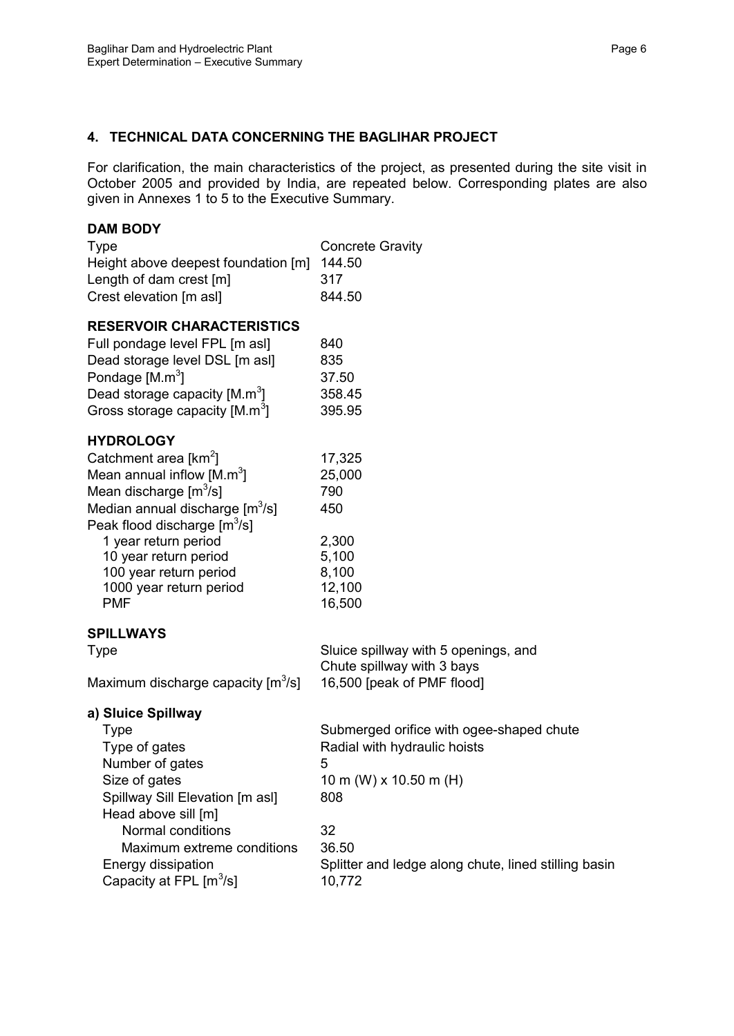## 4. TECHNICAL DATA CONCERNING THE BAGLIHAR PROJECT

For clarification, the main characteristics of the project, as presented during the site visit in October 2005 and provided by India, are repeated below. Corresponding plates are also given in Annexes 1 to 5 to the Executive Summary.

**DAM BODY**

| | |
|---|---|
| Type | Concrete Gravity |
| Height above deepest foundation [m] | 144.50 |
| Length of dam crest [m] | 317 |
| Crest elevation [m asl] | 844.50 |

**RESERVOIR CHARACTERISTICS**

| | |
|---|---|
| Full pondage level FPL [m asl] | 840 |
| Dead storage level DSL [m asl] | 835 |
| Pondage [M.m$^3$] | 37.50 |
| Dead storage capacity [M.m$^3$] | 358.45 |
| Gross storage capacity [M.m$^3$] | 395.95 |

**HYDROLOGY**

| | |
|---|---|
| Catchment area [km$^2$] | 17,325 |
| Mean annual inflow [M.m$^3$] | 25,000 |
| Mean discharge [m$^3$/s] | 790 |
| Median annual discharge [m$^3$/s] | 450 |
| Peak flood discharge [m$^3$/s] | |
| 1 year return period | 2,300 |
| 10 year return period | 5,100 |
| 100 year return period | 8,100 |
| 1000 year return period | 12,100 |
| PMF | 16,500 |

**SPILLWAYS**

| | |
|---|---|
| Type | Sluice spillway with 5 openings, and Chute spillway with 3 bays |
| Maximum discharge capacity [m$^3$/s] | 16,500 [peak of PMF flood] |

**a) Sluice Spillway**

| | |
|---|---|
| Type | Submerged orifice with ogee-shaped chute |
| Type of gates | Radial with hydraulic hoists |
| Number of gates | 5 |
| Size of gates | 10 m (W) x 10.50 m (H) |
| Spillway Sill Elevation [m asl] | 808 |
| Head above sill [m] | |
| Normal conditions | 32 |
| Maximum extreme conditions | 36.50 |
| Energy dissipation | Splitter and ledge along chute, lined stilling basin |
| Capacity at FPL [m$^3$/s] | 10,772 |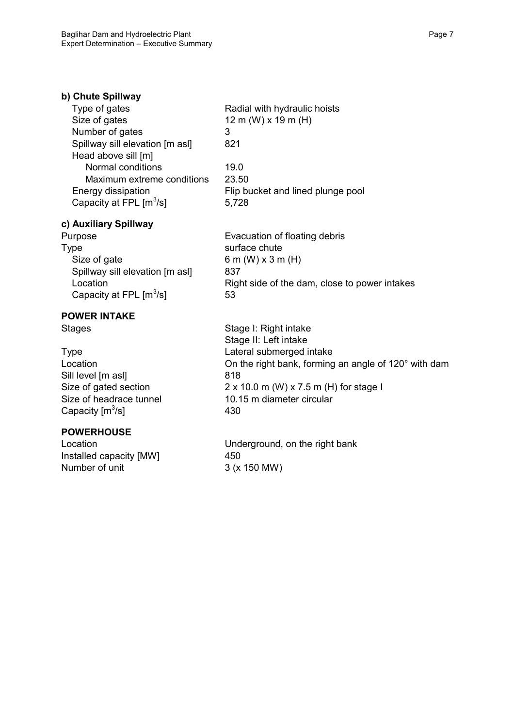**b) Chute Spillway**

| | |
|---|---|
| Type of gates | Radial with hydraulic hoists |
| Size of gates | 12 m (W) x 19 m (H) |
| Number of gates | 3 |
| Spillway sill elevation [m asl] | 821 |
| Head above sill [m] | |
| Normal conditions | 19.0 |
| Maximum extreme conditions | 23.50 |
| Energy dissipation | Flip bucket and lined plunge pool |
| Capacity at FPL [$m^3/s$] | 5,728 |

**c) Auxiliary Spillway**

| | |
|---|---|
| Purpose | Evacuation of floating debris |
| Type | surface chute |
| Size of gate | 6 m (W) x 3 m (H) |
| Spillway sill elevation [m asl] | 837 |
| Location | Right side of the dam, close to power intakes |
| Capacity at FPL [$m^3/s$] | 53 |

**POWER INTAKE**

| | |
|---|---|
| Stages | Stage I: Right intake<br>Stage II: Left intake |
| Type | Lateral submerged intake |
| Location | On the right bank, forming an angle of 120° with dam |
| Sill level [m asl] | 818 |
| Size of gated section | 2 x 10.0 m (W) x 7.5 m (H) for stage I |
| Size of headrace tunnel | 10.15 m diameter circular |
| Capacity [$m^3/s$] | 430 |

**POWERHOUSE**

| | |
|---|---|
| Location | Underground, on the right bank |
| Installed capacity [MW] | 450 |
| Number of unit | 3 (x 150 MW) |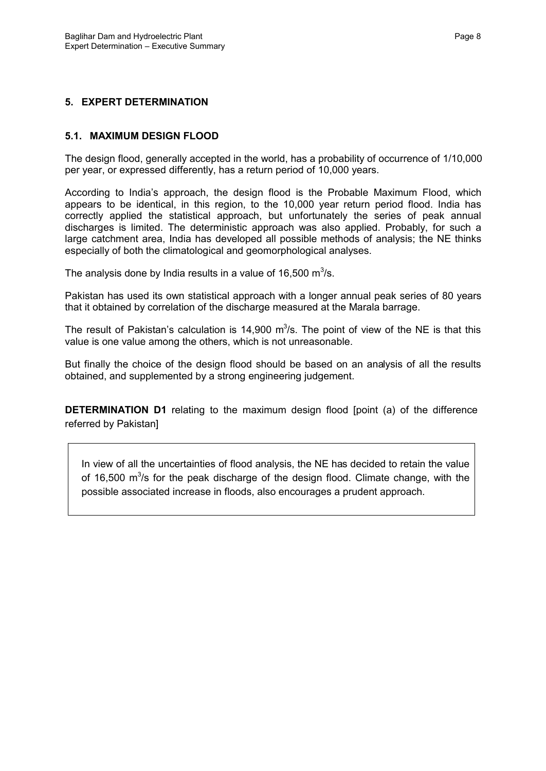## 5. EXPERT DETERMINATION

### 5.1. MAXIMUM DESIGN FLOOD

The design flood, generally accepted in the world, has a probability of occurrence of 1/10,000 per year, or expressed differently, has a return period of 10,000 years.

According to India's approach, the design flood is the Probable Maximum Flood, which appears to be identical, in this region, to the 10,000 year return period flood. India has correctly applied the statistical approach, but unfortunately the series of peak annual discharges is limited. The deterministic approach was also applied. Probably, for such a large catchment area, India has developed all possible methods of analysis; the NE thinks especially of both the climatological and geomorphological analyses.

The analysis done by India results in a value of 16,500 $m^3/s$.

Pakistan has used its own statistical approach with a longer annual peak series of 80 years that it obtained by correlation of the discharge measured at the Marala barrage.

The result of Pakistan's calculation is 14,900 $m^3/s$. The point of view of the NE is that this value is one value among the others, which is not unreasonable.

But finally the choice of the design flood should be based on an analysis of all the results obtained, and supplemented by a strong engineering judgement.

**DETERMINATION D1** relating to the maximum design flood [point (a) of the difference referred by Pakistan]

> In view of all the uncertainties of flood analysis, the NE has decided to retain the value of 16,500 $m^3/s$ for the peak discharge of the design flood. Climate change, with the possible associated increase in floods, also encourages a prudent approach.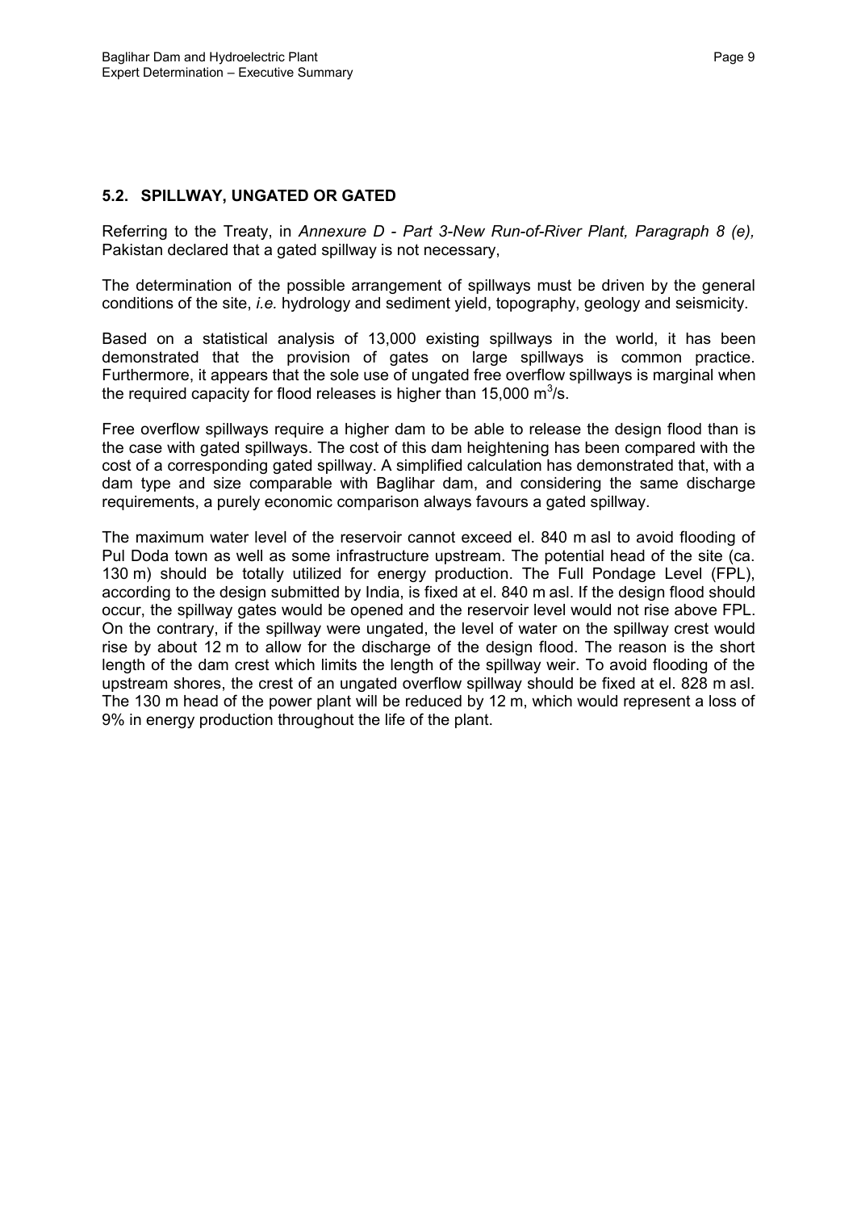## 5.2. SPILLWAY, UNGATED OR GATED

Referring to the Treaty, in *Annexure D - Part 3-New Run-of-River Plant, Paragraph 8 (e),* Pakistan declared that a gated spillway is not necessary,

The determination of the possible arrangement of spillways must be driven by the general conditions of the site, *i.e.* hydrology and sediment yield, topography, geology and seismicity.

Based on a statistical analysis of 13,000 existing spillways in the world, it has been demonstrated that the provision of gates on large spillways is common practice. Furthermore, it appears that the sole use of ungated free overflow spillways is marginal when the required capacity for flood releases is higher than 15,000 $m^3/s$.

Free overflow spillways require a higher dam to be able to release the design flood than is the case with gated spillways. The cost of this dam heightening has been compared with the cost of a corresponding gated spillway. A simplified calculation has demonstrated that, with a dam type and size comparable with Baglihar dam, and considering the same discharge requirements, a purely economic comparison always favours a gated spillway.

The maximum water level of the reservoir cannot exceed el. 840 m asl to avoid flooding of Pul Doda town as well as some infrastructure upstream. The potential head of the site (ca. 130 m) should be totally utilized for energy production. The Full Pondage Level (FPL), according to the design submitted by India, is fixed at el. 840 m asl. If the design flood should occur, the spillway gates would be opened and the reservoir level would not rise above FPL. On the contrary, if the spillway were ungated, the level of water on the spillway crest would rise by about 12 m to allow for the discharge of the design flood. The reason is the short length of the dam crest which limits the length of the spillway weir. To avoid flooding of the upstream shores, the crest of an ungated overflow spillway should be fixed at el. 828 m asl. The 130 m head of the power plant will be reduced by 12 m, which would represent a loss of 9% in energy production throughout the life of the plant.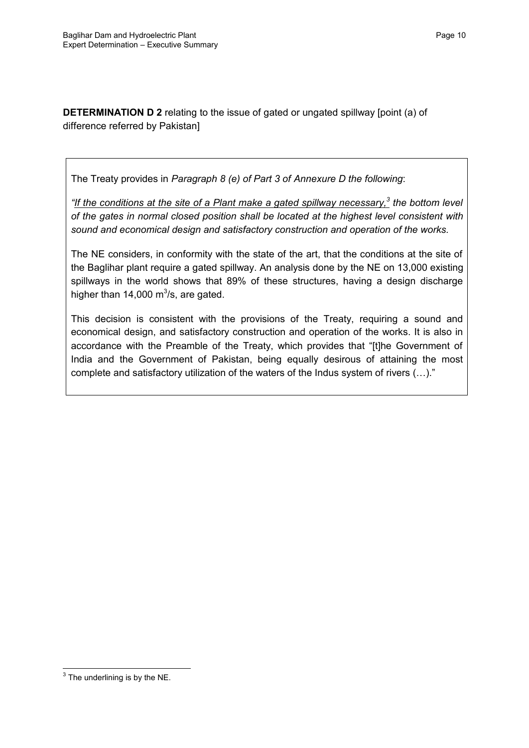**DETERMINATION D 2** relating to the issue of gated or ungated spillway [point (a) of difference referred by Pakistan]

The Treaty provides in *Paragraph 8 (e) of Part 3 of Annexure D the following*:

*"<u>If the conditions at the site of a Plant make a gated spillway necessary,</u>[3] the bottom level of the gates in normal closed position shall be located at the highest level consistent with sound and economical design and satisfactory construction and operation of the works.*

The NE considers, in conformity with the state of the art, that the conditions at the site of the Baglihar plant require a gated spillway. An analysis done by the NE on 13,000 existing spillways in the world shows that 89% of these structures, having a design discharge higher than 14,000 $m^3/s$, are gated.

This decision is consistent with the provisions of the Treaty, requiring a sound and economical design, and satisfactory construction and operation of the works. It is also in accordance with the Preamble of the Treaty, which provides that "[t]he Government of India and the Government of Pakistan, being equally desirous of attaining the most complete and satisfactory utilization of the waters of the Indus system of rivers (…)."

---

[3] The underlining is by the NE.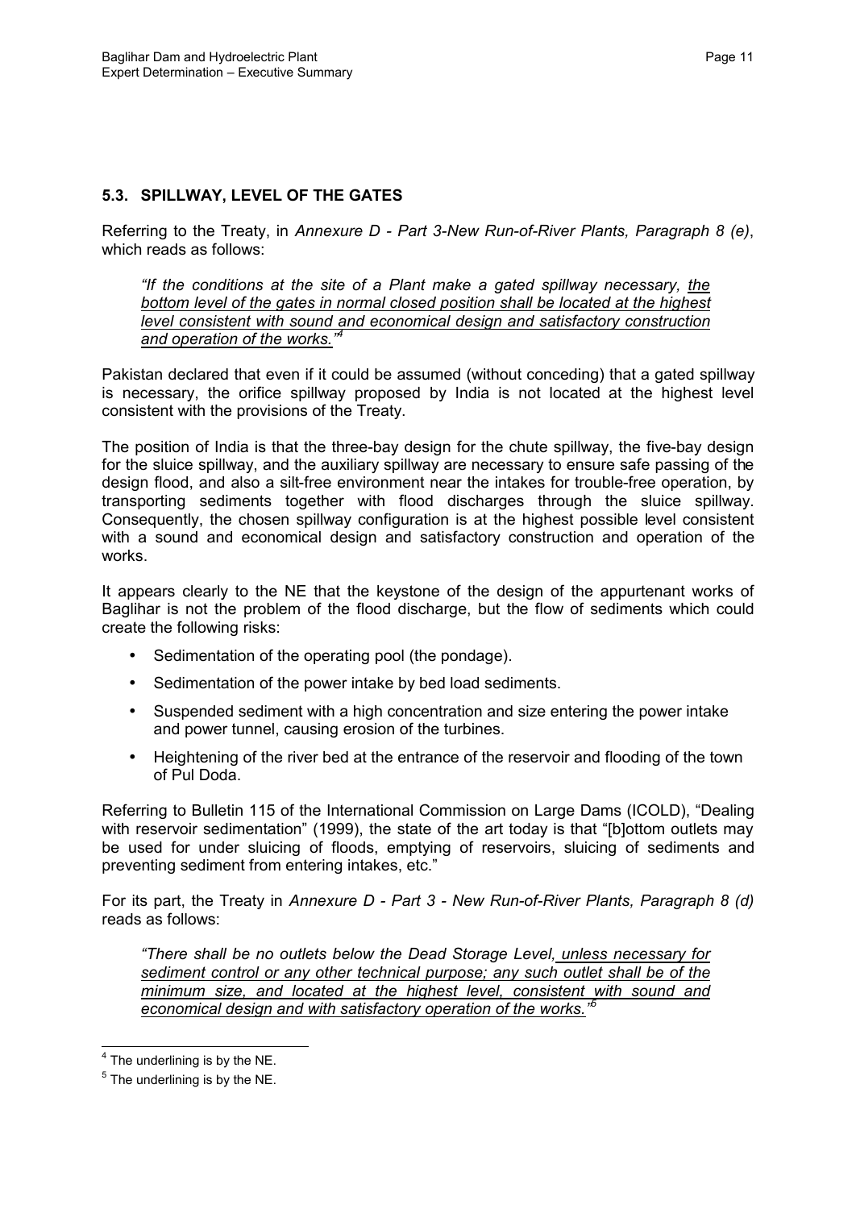### 5.3. SPILLWAY, LEVEL OF THE GATES

Referring to the Treaty, in *Annexure D - Part 3-New Run-of-River Plants, Paragraph 8 (e)*, which reads as follows:

> *"If the conditions at the site of a Plant make a gated spillway necessary, the bottom level of the gates in normal closed position shall be located at the highest level consistent with sound and economical design and satisfactory construction and operation of the works."*[4]

Pakistan declared that even if it could be assumed (without conceding) that a gated spillway is necessary, the orifice spillway proposed by India is not located at the highest level consistent with the provisions of the Treaty.

The position of India is that the three-bay design for the chute spillway, the five-bay design for the sluice spillway, and the auxiliary spillway are necessary to ensure safe passing of the design flood, and also a silt-free environment near the intakes for trouble-free operation, by transporting sediments together with flood discharges through the sluice spillway. Consequently, the chosen spillway configuration is at the highest possible level consistent with a sound and economical design and satisfactory construction and operation of the works.

It appears clearly to the NE that the keystone of the design of the appurtenant works of Baglihar is not the problem of the flood discharge, but the flow of sediments which could create the following risks:

- Sedimentation of the operating pool (the pondage).
- Sedimentation of the power intake by bed load sediments.
- Suspended sediment with a high concentration and size entering the power intake and power tunnel, causing erosion of the turbines.
- Heightening of the river bed at the entrance of the reservoir and flooding of the town of Pul Doda.

Referring to Bulletin 115 of the International Commission on Large Dams (ICOLD), "Dealing with reservoir sedimentation" (1999), the state of the art today is that "[b]ottom outlets may be used for under sluicing of floods, emptying of reservoirs, sluicing of sediments and preventing sediment from entering intakes, etc."

For its part, the Treaty in *Annexure D - Part 3 - New Run-of-River Plants, Paragraph 8 (d)* reads as follows:

> *"There shall be no outlets below the Dead Storage Level, unless necessary for sediment control or any other technical purpose; any such outlet shall be of the minimum size, and located at the highest level, consistent with sound and economical design and with satisfactory operation of the works."*[5]

---

[4] The underlining is by the NE.

[5] The underlining is by the NE.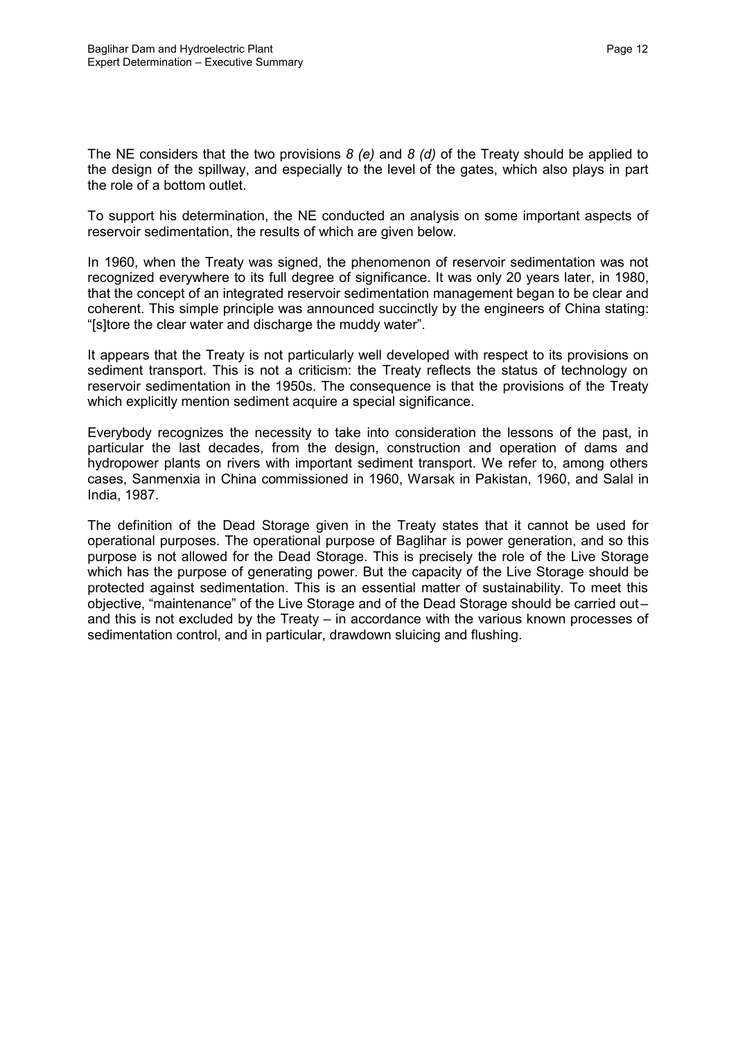The NE considers that the two provisions *8 (e)* and *8 (d)* of the Treaty should be applied to the design of the spillway, and especially to the level of the gates, which also plays in part the role of a bottom outlet.

To support his determination, the NE conducted an analysis on some important aspects of reservoir sedimentation, the results of which are given below.

In 1960, when the Treaty was signed, the phenomenon of reservoir sedimentation was not recognized everywhere to its full degree of significance. It was only 20 years later, in 1980, that the concept of an integrated reservoir sedimentation management began to be clear and coherent. This simple principle was announced succinctly by the engineers of China stating: "[s]tore the clear water and discharge the muddy water".

It appears that the Treaty is not particularly well developed with respect to its provisions on sediment transport. This is not a criticism: the Treaty reflects the status of technology on reservoir sedimentation in the 1950s. The consequence is that the provisions of the Treaty which explicitly mention sediment acquire a special significance.

Everybody recognizes the necessity to take into consideration the lessons of the past, in particular the last decades, from the design, construction and operation of dams and hydropower plants on rivers with important sediment transport. We refer to, among others cases, Sanmenxia in China commissioned in 1960, Warsak in Pakistan, 1960, and Salal in India, 1987.

The definition of the Dead Storage given in the Treaty states that it cannot be used for operational purposes. The operational purpose of Baglihar is power generation, and so this purpose is not allowed for the Dead Storage. This is precisely the role of the Live Storage which has the purpose of generating power. But the capacity of the Live Storage should be protected against sedimentation. This is an essential matter of sustainability. To meet this objective, "maintenance" of the Live Storage and of the Dead Storage should be carried out – and this is not excluded by the Treaty – in accordance with the various known processes of sedimentation control, and in particular, drawdown sluicing and flushing.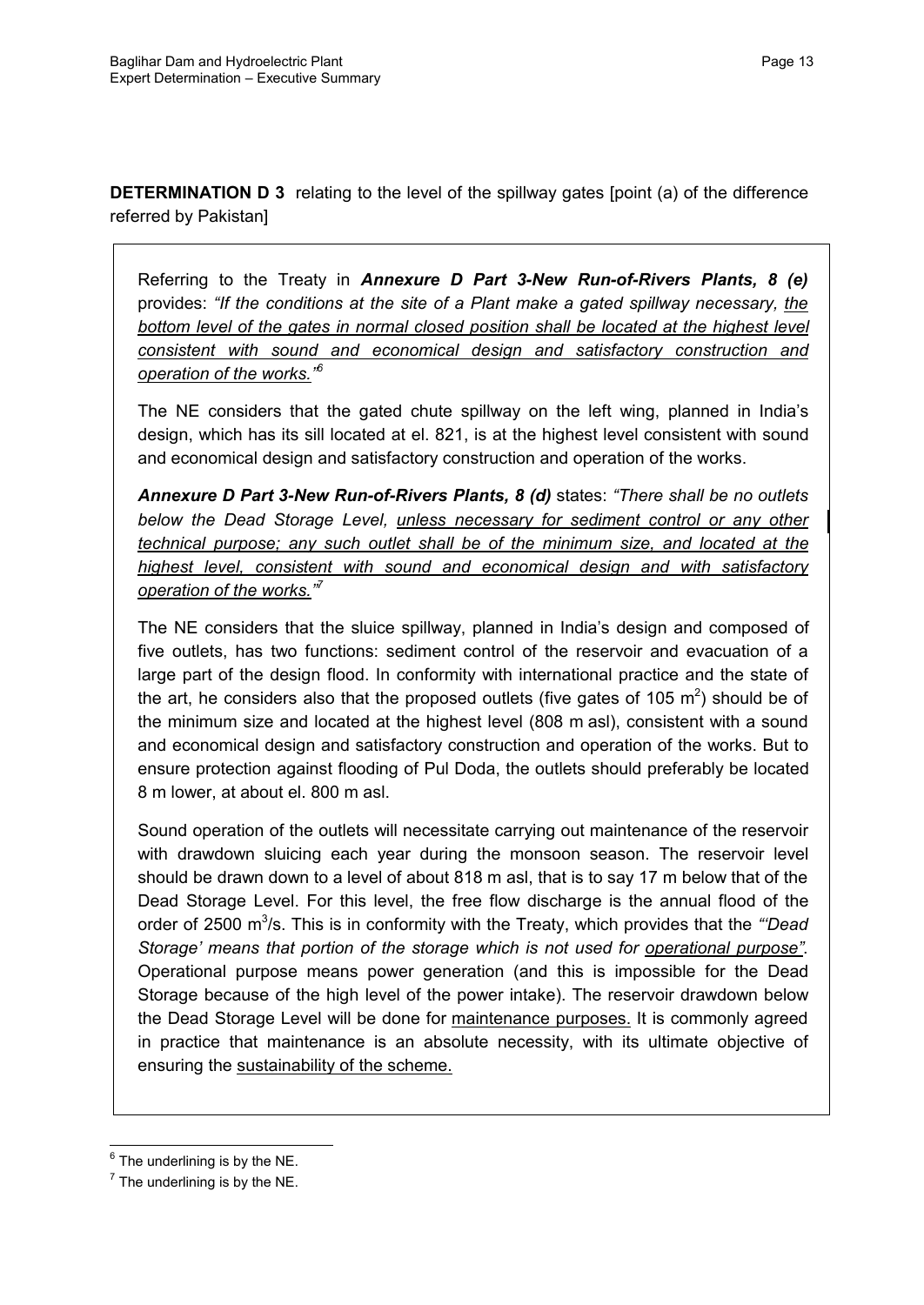**DETERMINATION D 3** relating to the level of the spillway gates [point (a) of the difference referred by Pakistan]

Referring to the Treaty in ***Annexure D Part 3-New Run-of-Rivers Plants, 8 (e)*** provides: *"If the conditions at the site of a Plant make a gated spillway necessary, the bottom level of the gates in normal closed position shall be located at the highest level consistent with sound and economical design and satisfactory construction and operation of the works."*[6]

The NE considers that the gated chute spillway on the left wing, planned in India's design, which has its sill located at el. 821, is at the highest level consistent with sound and economical design and satisfactory construction and operation of the works.

***Annexure D Part 3-New Run-of-Rivers Plants, 8 (d)*** states: *"There shall be no outlets below the Dead Storage Level, unless necessary for sediment control or any other technical purpose; any such outlet shall be of the minimum size, and located at the highest level, consistent with sound and economical design and with satisfactory operation of the works."*[7]

The NE considers that the sluice spillway, planned in India's design and composed of five outlets, has two functions: sediment control of the reservoir and evacuation of a large part of the design flood. In conformity with international practice and the state of the art, he considers also that the proposed outlets (five gates of 105 $m^2$) should be of the minimum size and located at the highest level (808 m asl), consistent with a sound and economical design and satisfactory construction and operation of the works. But to ensure protection against flooding of Pul Doda, the outlets should preferably be located 8 m lower, at about el. 800 m asl.

Sound operation of the outlets will necessitate carrying out maintenance of the reservoir with drawdown sluicing each year during the monsoon season. The reservoir level should be drawn down to a level of about 818 m asl, that is to say 17 m below that of the Dead Storage Level. For this level, the free flow discharge is the annual flood of the order of 2500 $m^3$/s. This is in conformity with the Treaty, which provides that the *"'Dead Storage' means that portion of the storage which is not used for operational purpose"*. Operational purpose means power generation (and this is impossible for the Dead Storage because of the high level of the power intake). The reservoir drawdown below the Dead Storage Level will be done for maintenance purposes. It is commonly agreed in practice that maintenance is an absolute necessity, with its ultimate objective of ensuring the sustainability of the scheme.

---

[6] The underlining is by the NE.

[7] The underlining is by the NE.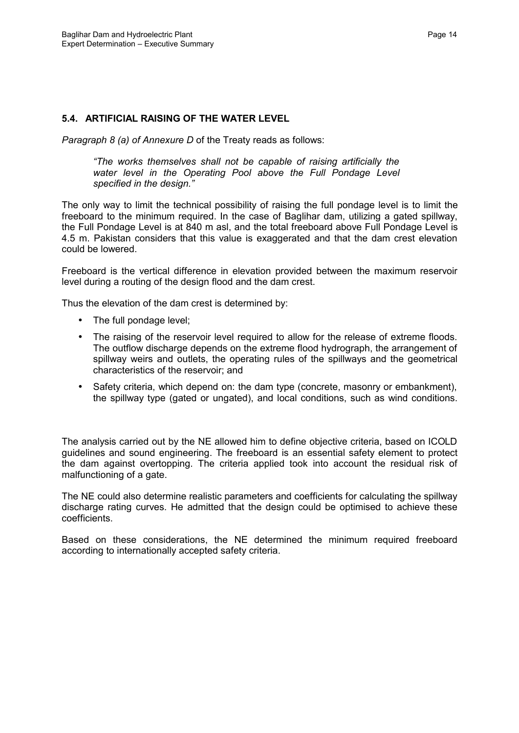## 5.4. ARTIFICIAL RAISING OF THE WATER LEVEL

*Paragraph 8 (a) of Annexure D* of the Treaty reads as follows:

> *"The works themselves shall not be capable of raising artificially the water level in the Operating Pool above the Full Pondage Level specified in the design."*

The only way to limit the technical possibility of raising the full pondage level is to limit the freeboard to the minimum required. In the case of Baglihar dam, utilizing a gated spillway, the Full Pondage Level is at 840 m asl, and the total freeboard above Full Pondage Level is 4.5 m. Pakistan considers that this value is exaggerated and that the dam crest elevation could be lowered.

Freeboard is the vertical difference in elevation provided between the maximum reservoir level during a routing of the design flood and the dam crest.

Thus the elevation of the dam crest is determined by:

- The full pondage level;
- The raising of the reservoir level required to allow for the release of extreme floods. The outflow discharge depends on the extreme flood hydrograph, the arrangement of spillway weirs and outlets, the operating rules of the spillways and the geometrical characteristics of the reservoir; and
- Safety criteria, which depend on: the dam type (concrete, masonry or embankment), the spillway type (gated or ungated), and local conditions, such as wind conditions.

The analysis carried out by the NE allowed him to define objective criteria, based on ICOLD guidelines and sound engineering. The freeboard is an essential safety element to protect the dam against overtopping. The criteria applied took into account the residual risk of malfunctioning of a gate.

The NE could also determine realistic parameters and coefficients for calculating the spillway discharge rating curves. He admitted that the design could be optimised to achieve these coefficients.

Based on these considerations, the NE determined the minimum required freeboard according to internationally accepted safety criteria.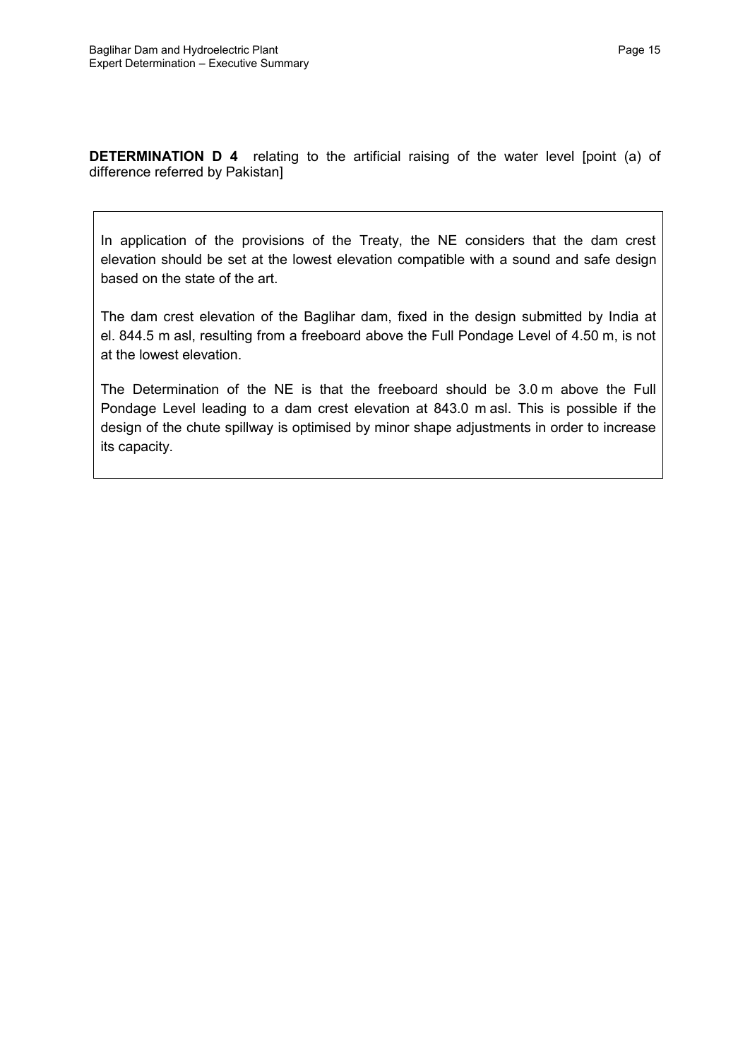**DETERMINATION D 4** relating to the artificial raising of the water level [point (a) of difference referred by Pakistan]

> In application of the provisions of the Treaty, the NE considers that the dam crest elevation should be set at the lowest elevation compatible with a sound and safe design based on the state of the art.
>
> The dam crest elevation of the Baglihar dam, fixed in the design submitted by India at el. 844.5 m asl, resulting from a freeboard above the Full Pondage Level of 4.50 m, is not at the lowest elevation.
>
> The Determination of the NE is that the freeboard should be 3.0 m above the Full Pondage Level leading to a dam crest elevation at 843.0 m asl. This is possible if the design of the chute spillway is optimised by minor shape adjustments in order to increase its capacity.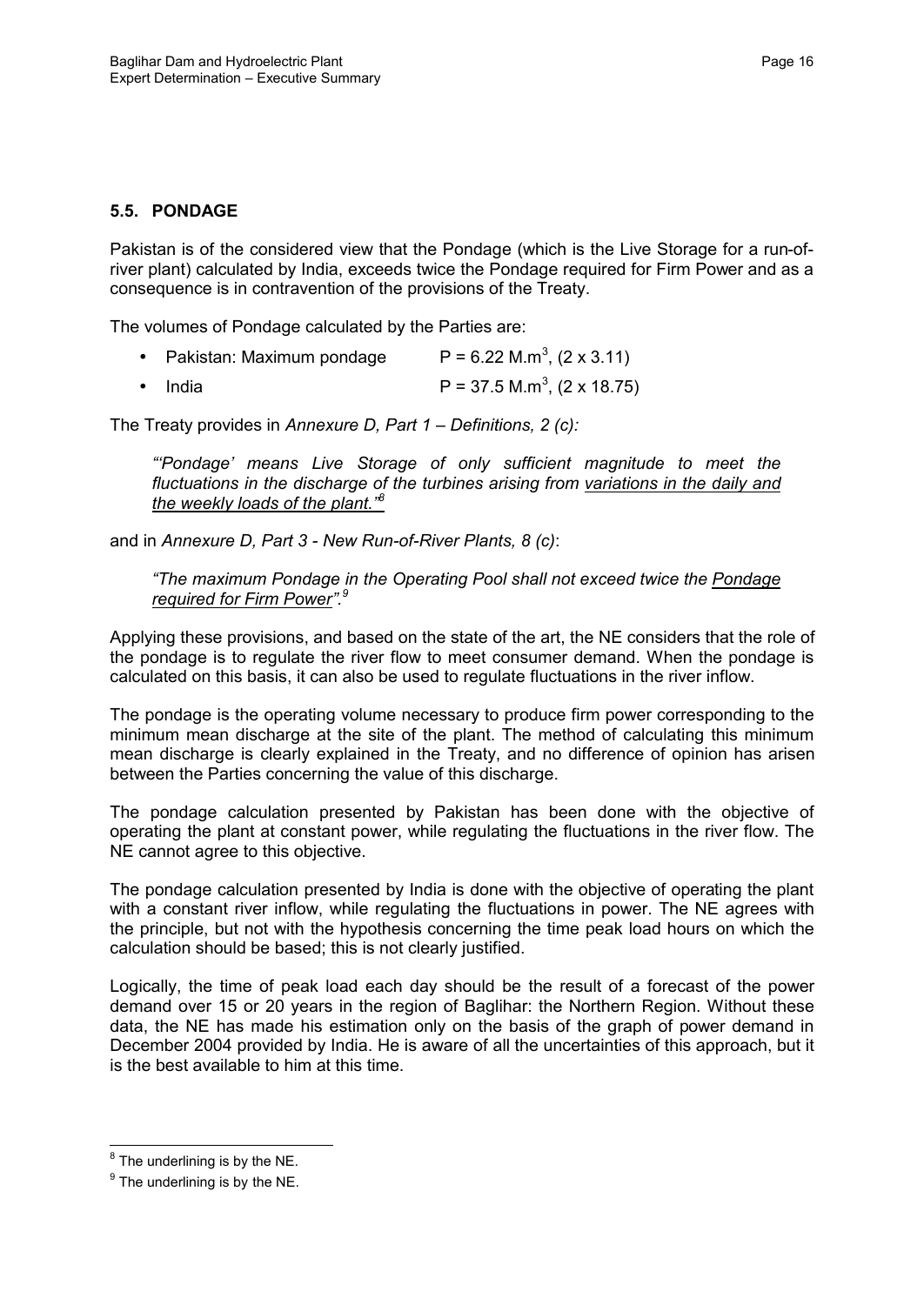### 5.5. PONDAGE

Pakistan is of the considered view that the Pondage (which is the Live Storage for a run-of-river plant) calculated by India, exceeds twice the Pondage required for Firm Power and as a consequence is in contravention of the provisions of the Treaty.

The volumes of Pondage calculated by the Parties are:

- Pakistan: Maximum pondage $P = 6.22$ M.m$^3$, (2 x 3.11)
- India $P = 37.5$ M.m$^3$, (2 x 18.75)

The Treaty provides in *Annexure D, Part 1 – Definitions, 2 (c):*

> *"'Pondage' means Live Storage of only sufficient magnitude to meet the fluctuations in the discharge of the turbines arising from variations in the daily and the weekly loads of the plant."*[8]

and in *Annexure D, Part 3 - New Run-of-River Plants, 8 (c)*:

> *"The maximum Pondage in the Operating Pool shall not exceed twice the Pondage required for Firm Power".*[9]

Applying these provisions, and based on the state of the art, the NE considers that the role of the pondage is to regulate the river flow to meet consumer demand. When the pondage is calculated on this basis, it can also be used to regulate fluctuations in the river inflow.

The pondage is the operating volume necessary to produce firm power corresponding to the minimum mean discharge at the site of the plant. The method of calculating this minimum mean discharge is clearly explained in the Treaty, and no difference of opinion has arisen between the Parties concerning the value of this discharge.

The pondage calculation presented by Pakistan has been done with the objective of operating the plant at constant power, while regulating the fluctuations in the river flow. The NE cannot agree to this objective.

The pondage calculation presented by India is done with the objective of operating the plant with a constant river inflow, while regulating the fluctuations in power. The NE agrees with the principle, but not with the hypothesis concerning the time peak load hours on which the calculation should be based; this is not clearly justified.

Logically, the time of peak load each day should be the result of a forecast of the power demand over 15 or 20 years in the region of Baglihar: the Northern Region. Without these data, the NE has made his estimation only on the basis of the graph of power demand in December 2004 provided by India. He is aware of all the uncertainties of this approach, but it is the best available to him at this time.

---

[8] The underlining is by the NE.

[9] The underlining is by the NE.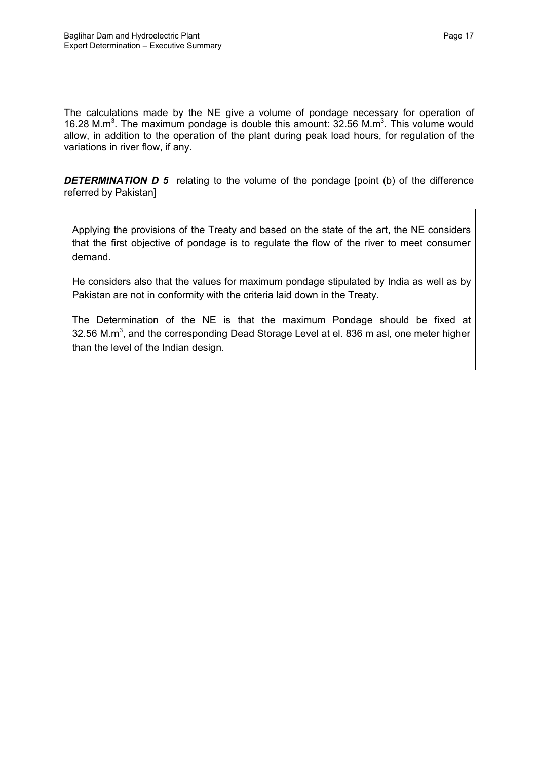The calculations made by the NE give a volume of pondage necessary for operation of 16.28 $M.m^3$. The maximum pondage is double this amount: 32.56 $M.m^3$. This volume would allow, in addition to the operation of the plant during peak load hours, for regulation of the variations in river flow, if any.

***DETERMINATION D 5*** relating to the volume of the pondage [point (b) of the difference referred by Pakistan]

> Applying the provisions of the Treaty and based on the state of the art, the NE considers that the first objective of pondage is to regulate the flow of the river to meet consumer demand.
>
> He considers also that the values for maximum pondage stipulated by India as well as by Pakistan are not in conformity with the criteria laid down in the Treaty.
>
> The Determination of the NE is that the maximum Pondage should be fixed at 32.56 $M.m^3$, and the corresponding Dead Storage Level at el. 836 m asl, one meter higher than the level of the Indian design.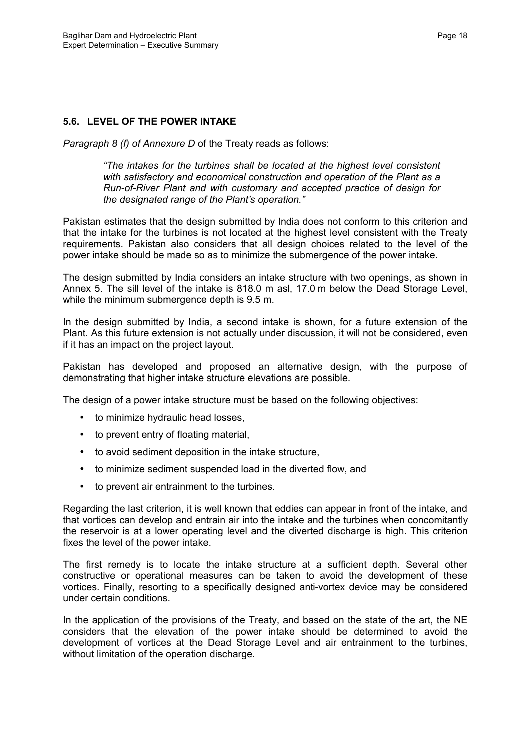## 5.6. LEVEL OF THE POWER INTAKE

*Paragraph 8 (f) of Annexure D* of the Treaty reads as follows:

> *"The intakes for the turbines shall be located at the highest level consistent with satisfactory and economical construction and operation of the Plant as a Run-of-River Plant and with customary and accepted practice of design for the designated range of the Plant's operation."*

Pakistan estimates that the design submitted by India does not conform to this criterion and that the intake for the turbines is not located at the highest level consistent with the Treaty requirements. Pakistan also considers that all design choices related to the level of the power intake should be made so as to minimize the submergence of the power intake.

The design submitted by India considers an intake structure with two openings, as shown in Annex 5. The sill level of the intake is 818.0 m asl, 17.0 m below the Dead Storage Level, while the minimum submergence depth is 9.5 m.

In the design submitted by India, a second intake is shown, for a future extension of the Plant. As this future extension is not actually under discussion, it will not be considered, even if it has an impact on the project layout.

Pakistan has developed and proposed an alternative design, with the purpose of demonstrating that higher intake structure elevations are possible.

The design of a power intake structure must be based on the following objectives:

- to minimize hydraulic head losses,
- to prevent entry of floating material,
- to avoid sediment deposition in the intake structure,
- to minimize sediment suspended load in the diverted flow, and
- to prevent air entrainment to the turbines.

Regarding the last criterion, it is well known that eddies can appear in front of the intake, and that vortices can develop and entrain air into the intake and the turbines when concomitantly the reservoir is at a lower operating level and the diverted discharge is high. This criterion fixes the level of the power intake.

The first remedy is to locate the intake structure at a sufficient depth. Several other constructive or operational measures can be taken to avoid the development of these vortices. Finally, resorting to a specifically designed anti-vortex device may be considered under certain conditions.

In the application of the provisions of the Treaty, and based on the state of the art, the NE considers that the elevation of the power intake should be determined to avoid the development of vortices at the Dead Storage Level and air entrainment to the turbines, without limitation of the operation discharge.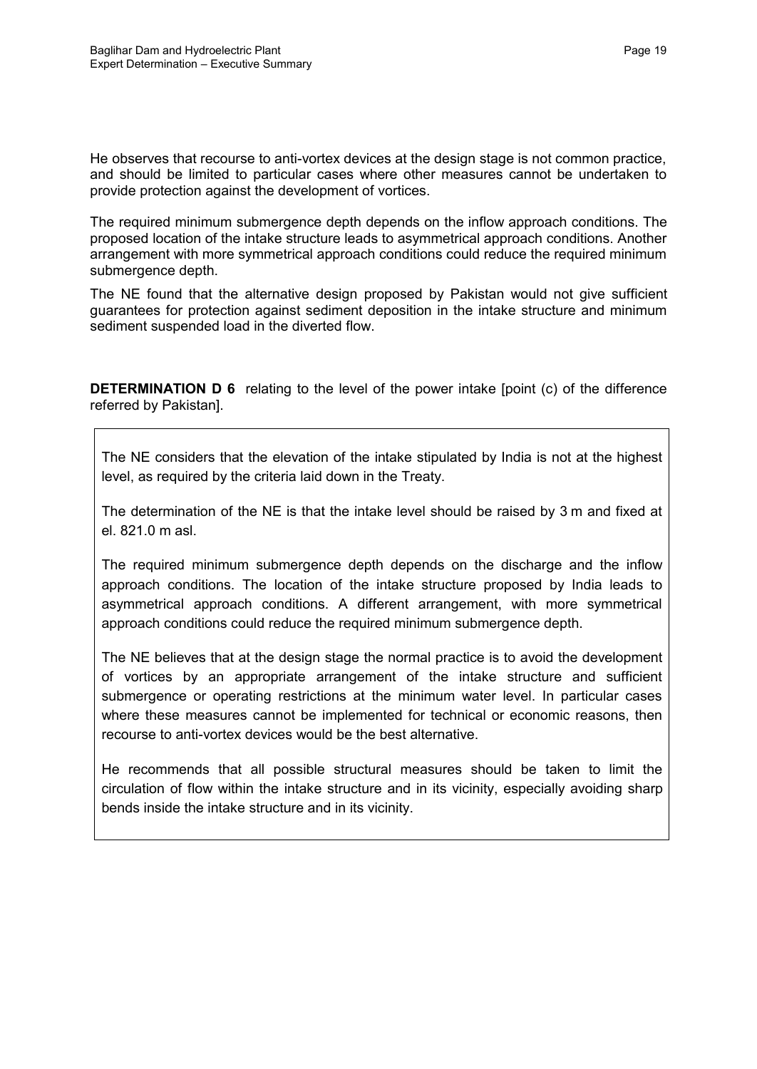He observes that recourse to anti-vortex devices at the design stage is not common practice, and should be limited to particular cases where other measures cannot be undertaken to provide protection against the development of vortices.

The required minimum submergence depth depends on the inflow approach conditions. The proposed location of the intake structure leads to asymmetrical approach conditions. Another arrangement with more symmetrical approach conditions could reduce the required minimum submergence depth.

The NE found that the alternative design proposed by Pakistan would not give sufficient guarantees for protection against sediment deposition in the intake structure and minimum sediment suspended load in the diverted flow.

**DETERMINATION D 6** relating to the level of the power intake [point (c) of the difference referred by Pakistan].

The NE considers that the elevation of the intake stipulated by India is not at the highest level, as required by the criteria laid down in the Treaty.

The determination of the NE is that the intake level should be raised by 3 m and fixed at el. 821.0 m asl.

The required minimum submergence depth depends on the discharge and the inflow approach conditions. The location of the intake structure proposed by India leads to asymmetrical approach conditions. A different arrangement, with more symmetrical approach conditions could reduce the required minimum submergence depth.

The NE believes that at the design stage the normal practice is to avoid the development of vortices by an appropriate arrangement of the intake structure and sufficient submergence or operating restrictions at the minimum water level. In particular cases where these measures cannot be implemented for technical or economic reasons, then recourse to anti-vortex devices would be the best alternative.

He recommends that all possible structural measures should be taken to limit the circulation of flow within the intake structure and in its vicinity, especially avoiding sharp bends inside the intake structure and in its vicinity.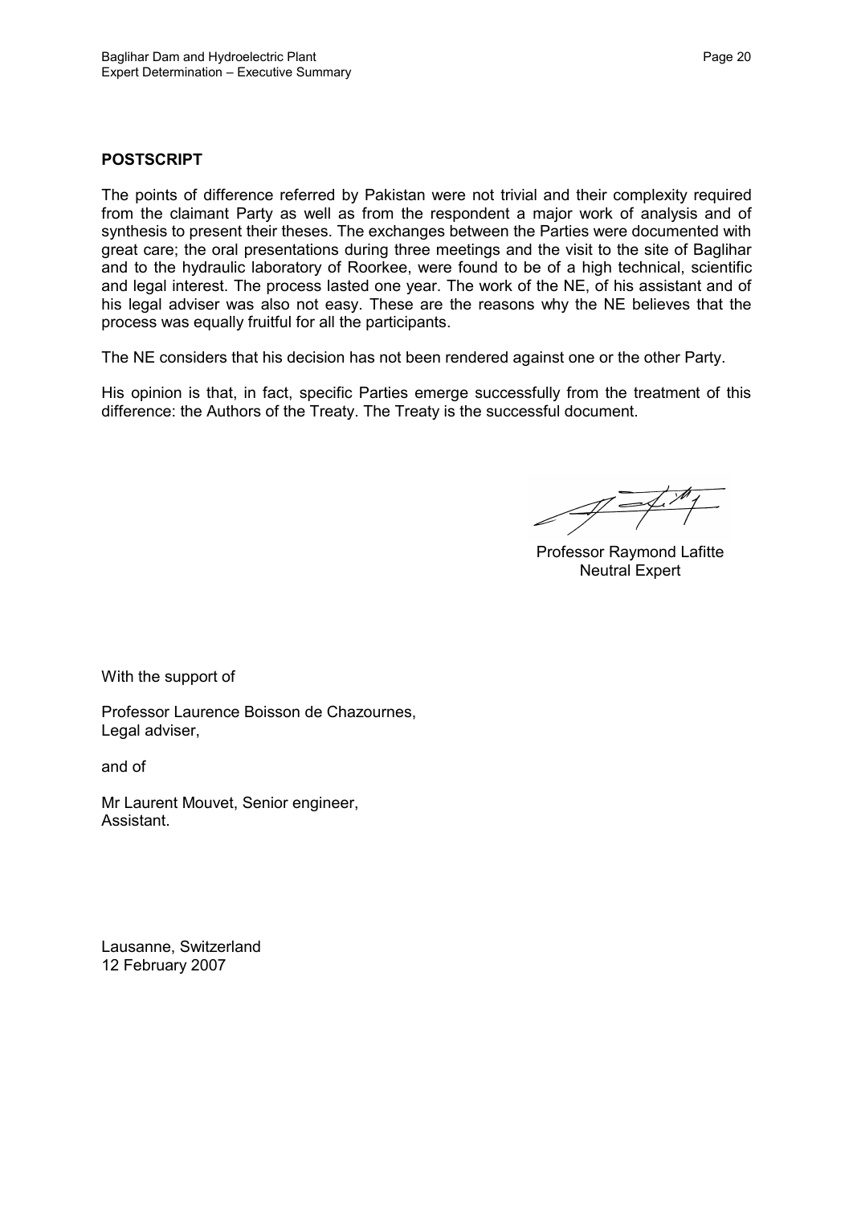**POSTSCRIPT**

The points of difference referred by Pakistan were not trivial and their complexity required from the claimant Party as well as from the respondent a major work of analysis and of synthesis to present their theses. The exchanges between the Parties were documented with great care; the oral presentations during three meetings and the visit to the site of Baglihar and to the hydraulic laboratory of Roorkee, were found to be of a high technical, scientific and legal interest. The process lasted one year. The work of the NE, of his assistant and of his legal adviser was also not easy. These are the reasons why the NE believes that the process was equally fruitful for all the participants.

The NE considers that his decision has not been rendered against one or the other Party.

His opinion is that, in fact, specific Parties emerge successfully from the treatment of this difference: the Authors of the Treaty. The Treaty is the successful document.

Professor Raymond Lafitte
Neutral Expert

With the support of

Professor Laurence Boisson de Chazournes,
Legal adviser,

and of

Mr Laurent Mouvet, Senior engineer,
Assistant.

Lausanne, Switzerland
12 February 2007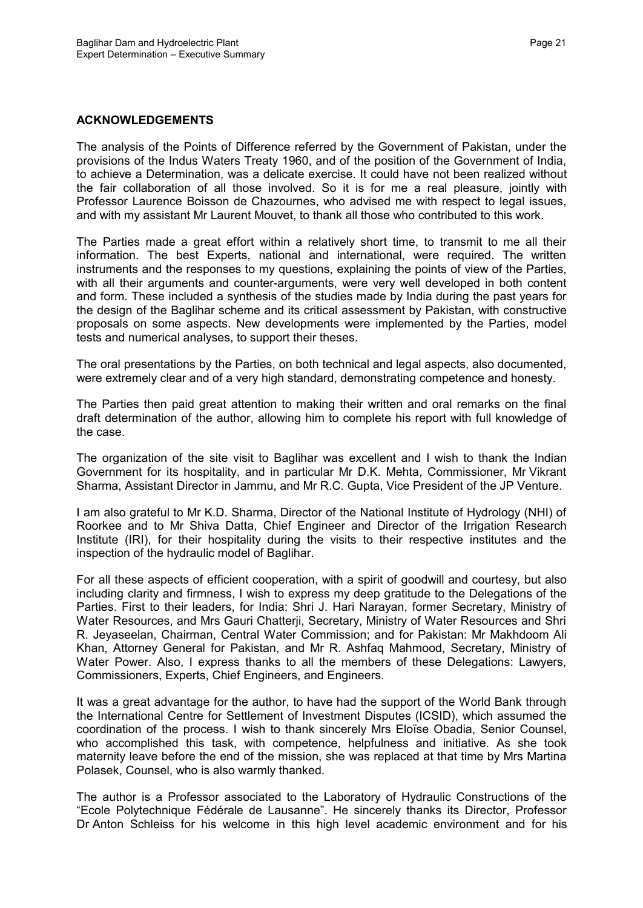**ACKNOWLEDGEMENTS**

The analysis of the Points of Difference referred by the Government of Pakistan, under the provisions of the Indus Waters Treaty 1960, and of the position of the Government of India, to achieve a Determination, was a delicate exercise. It could have not been realized without the fair collaboration of all those involved. So it is for me a real pleasure, jointly with Professor Laurence Boisson de Chazournes, who advised me with respect to legal issues, and with my assistant Mr Laurent Mouvet, to thank all those who contributed to this work.

The Parties made a great effort within a relatively short time, to transmit to me all their information. The best Experts, national and international, were required. The written instruments and the responses to my questions, explaining the points of view of the Parties, with all their arguments and counter-arguments, were very well developed in both content and form. These included a synthesis of the studies made by India during the past years for the design of the Baglihar scheme and its critical assessment by Pakistan, with constructive proposals on some aspects. New developments were implemented by the Parties, model tests and numerical analyses, to support their theses.

The oral presentations by the Parties, on both technical and legal aspects, also documented, were extremely clear and of a very high standard, demonstrating competence and honesty.

The Parties then paid great attention to making their written and oral remarks on the final draft determination of the author, allowing him to complete his report with full knowledge of the case.

The organization of the site visit to Baglihar was excellent and I wish to thank the Indian Government for its hospitality, and in particular Mr D.K. Mehta, Commissioner, Mr Vikrant Sharma, Assistant Director in Jammu, and Mr R.C. Gupta, Vice President of the JP Venture.

I am also grateful to Mr K.D. Sharma, Director of the National Institute of Hydrology (NHI) of Roorkee and to Mr Shiva Datta, Chief Engineer and Director of the Irrigation Research Institute (IRI), for their hospitality during the visits to their respective institutes and the inspection of the hydraulic model of Baglihar.

For all these aspects of efficient cooperation, with a spirit of goodwill and courtesy, but also including clarity and firmness, I wish to express my deep gratitude to the Delegations of the Parties. First to their leaders, for India: Shri J. Hari Narayan, former Secretary, Ministry of Water Resources, and Mrs Gauri Chatterji, Secretary, Ministry of Water Resources and Shri R. Jeyaseelan, Chairman, Central Water Commission; and for Pakistan: Mr Makhdoom Ali Khan, Attorney General for Pakistan, and Mr R. Ashfaq Mahmood, Secretary, Ministry of Water Power. Also, I express thanks to all the members of these Delegations: Lawyers, Commissioners, Experts, Chief Engineers, and Engineers.

It was a great advantage for the author, to have had the support of the World Bank through the International Centre for Settlement of Investment Disputes (ICSID), which assumed the coordination of the process. I wish to thank sincerely Mrs Eloïse Obadia, Senior Counsel, who accomplished this task, with competence, helpfulness and initiative. As she took maternity leave before the end of the mission, she was replaced at that time by Mrs Martina Polasek, Counsel, who is also warmly thanked.

The author is a Professor associated to the Laboratory of Hydraulic Constructions of the "Ecole Polytechnique Fédérale de Lausanne". He sincerely thanks its Director, Professor Dr Anton Schleiss for his welcome in this high level academic environment and for his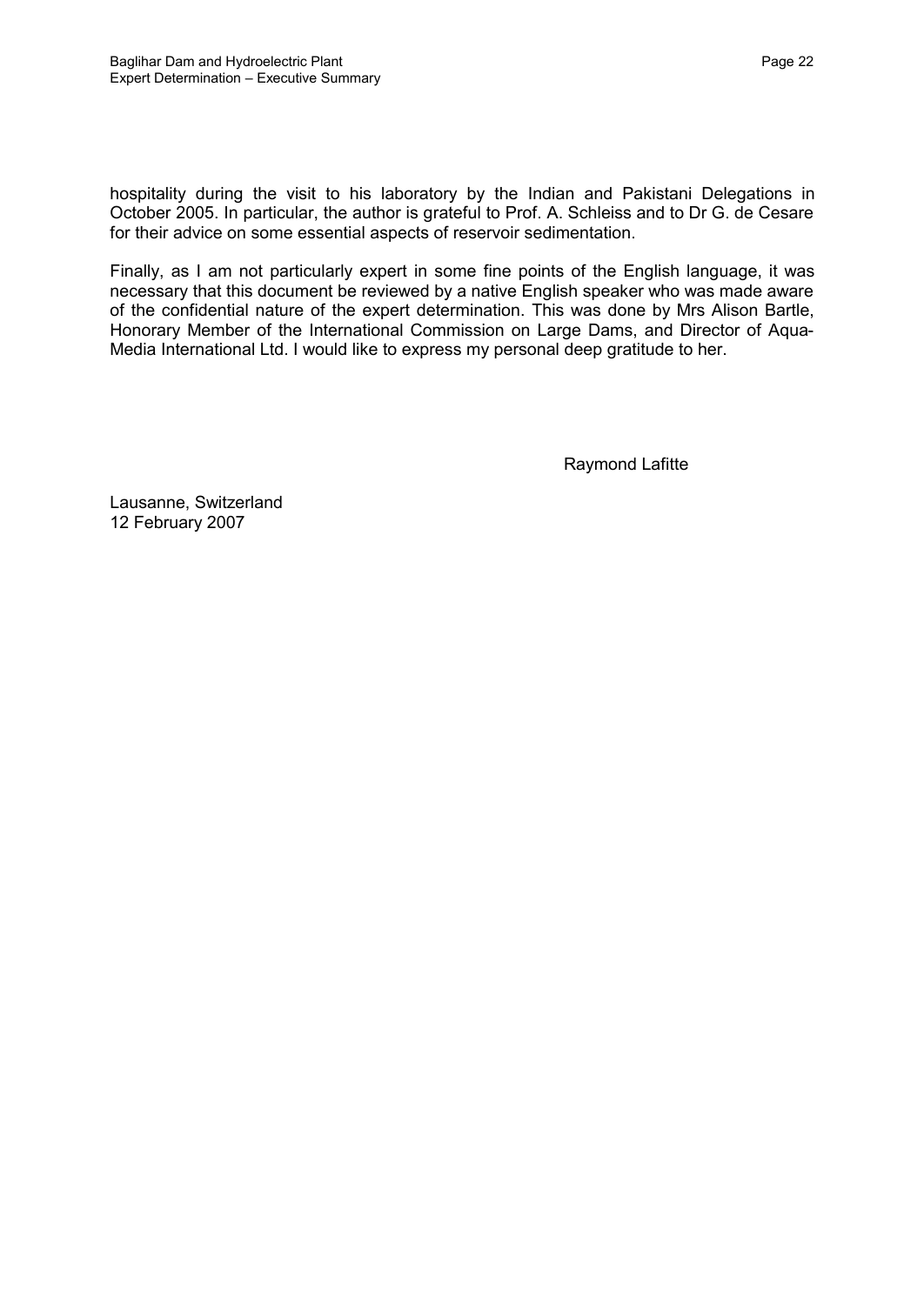hospitality during the visit to his laboratory by the Indian and Pakistani Delegations in October 2005. In particular, the author is grateful to Prof. A. Schleiss and to Dr G. de Cesare for their advice on some essential aspects of reservoir sedimentation.

Finally, as I am not particularly expert in some fine points of the English language, it was necessary that this document be reviewed by a native English speaker who was made aware of the confidential nature of the expert determination. This was done by Mrs Alison Bartle, Honorary Member of the International Commission on Large Dams, and Director of Aqua-Media International Ltd. I would like to express my personal deep gratitude to her.

Raymond Lafitte

Lausanne, Switzerland
12 February 2007